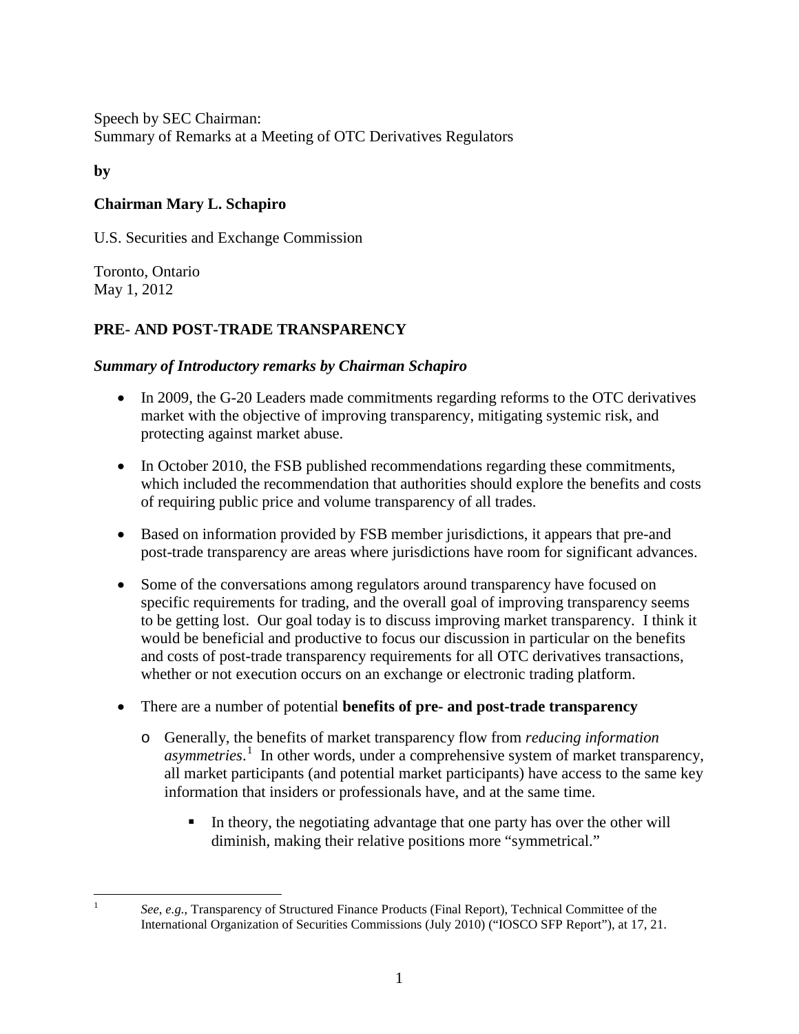Speech by SEC Chairman:
Summary of Remarks at a Meeting of OTC Derivatives Regulators

**by**

**Chairman Mary L. Schapiro**

U.S. Securities and Exchange Commission

Toronto, Ontario
May 1, 2012

## PRE- AND POST-TRADE TRANSPARENCY

### *Summary of Introductory remarks by Chairman Schapiro*

- In 2009, the G-20 Leaders made commitments regarding reforms to the OTC derivatives market with the objective of improving transparency, mitigating systemic risk, and protecting against market abuse.
- In October 2010, the FSB published recommendations regarding these commitments, which included the recommendation that authorities should explore the benefits and costs of requiring public price and volume transparency of all trades.
- Based on information provided by FSB member jurisdictions, it appears that pre-and post-trade transparency are areas where jurisdictions have room for significant advances.
- Some of the conversations among regulators around transparency have focused on specific requirements for trading, and the overall goal of improving transparency seems to be getting lost. Our goal today is to discuss improving market transparency. I think it would be beneficial and productive to focus our discussion in particular on the benefits and costs of post-trade transparency requirements for all OTC derivatives transactions, whether or not execution occurs on an exchange or electronic trading platform.
- There are a number of potential **benefits of pre- and post-trade transparency**
  - Generally, the benefits of market transparency flow from *reducing information asymmetries*.[1] In other words, under a comprehensive system of market transparency, all market participants (and potential market participants) have access to the same key information that insiders or professionals have, and at the same time.
    - In theory, the negotiating advantage that one party has over the other will diminish, making their relative positions more "symmetrical."

---

[1] *See, e.g.*, Transparency of Structured Finance Products (Final Report), Technical Committee of the International Organization of Securities Commissions (July 2010) ("IOSCO SFP Report"), at 17, 21.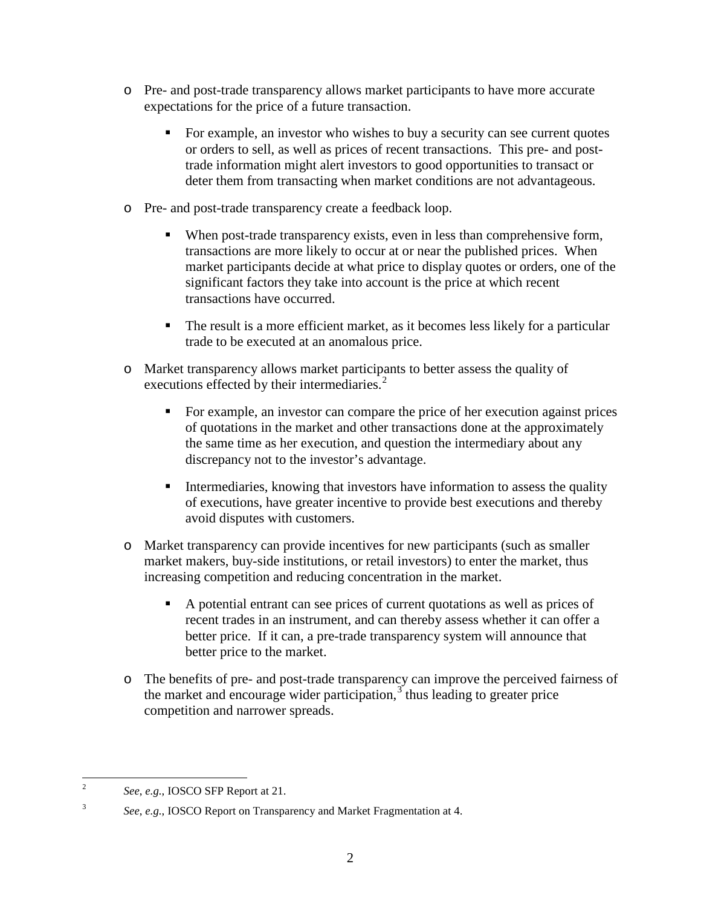- Pre- and post-trade transparency allows market participants to have more accurate expectations for the price of a future transaction.
  - For example, an investor who wishes to buy a security can see current quotes or orders to sell, as well as prices of recent transactions. This pre- and post-trade information might alert investors to good opportunities to transact or deter them from transacting when market conditions are not advantageous.
- Pre- and post-trade transparency create a feedback loop.
  - When post-trade transparency exists, even in less than comprehensive form, transactions are more likely to occur at or near the published prices. When market participants decide at what price to display quotes or orders, one of the significant factors they take into account is the price at which recent transactions have occurred.
  - The result is a more efficient market, as it becomes less likely for a particular trade to be executed at an anomalous price.
- Market transparency allows market participants to better assess the quality of executions effected by their intermediaries.[2]
  - For example, an investor can compare the price of her execution against prices of quotations in the market and other transactions done at the approximately the same time as her execution, and question the intermediary about any discrepancy not to the investor's advantage.
  - Intermediaries, knowing that investors have information to assess the quality of executions, have greater incentive to provide best executions and thereby avoid disputes with customers.
- Market transparency can provide incentives for new participants (such as smaller market makers, buy-side institutions, or retail investors) to enter the market, thus increasing competition and reducing concentration in the market.
  - A potential entrant can see prices of current quotations as well as prices of recent trades in an instrument, and can thereby assess whether it can offer a better price. If it can, a pre-trade transparency system will announce that better price to the market.
- The benefits of pre- and post-trade transparency can improve the perceived fairness of the market and encourage wider participation,[3] thus leading to greater price competition and narrower spreads.

---

[2] *See, e.g.*, IOSCO SFP Report at 21.

[3] *See, e.g.*, IOSCO Report on Transparency and Market Fragmentation at 4.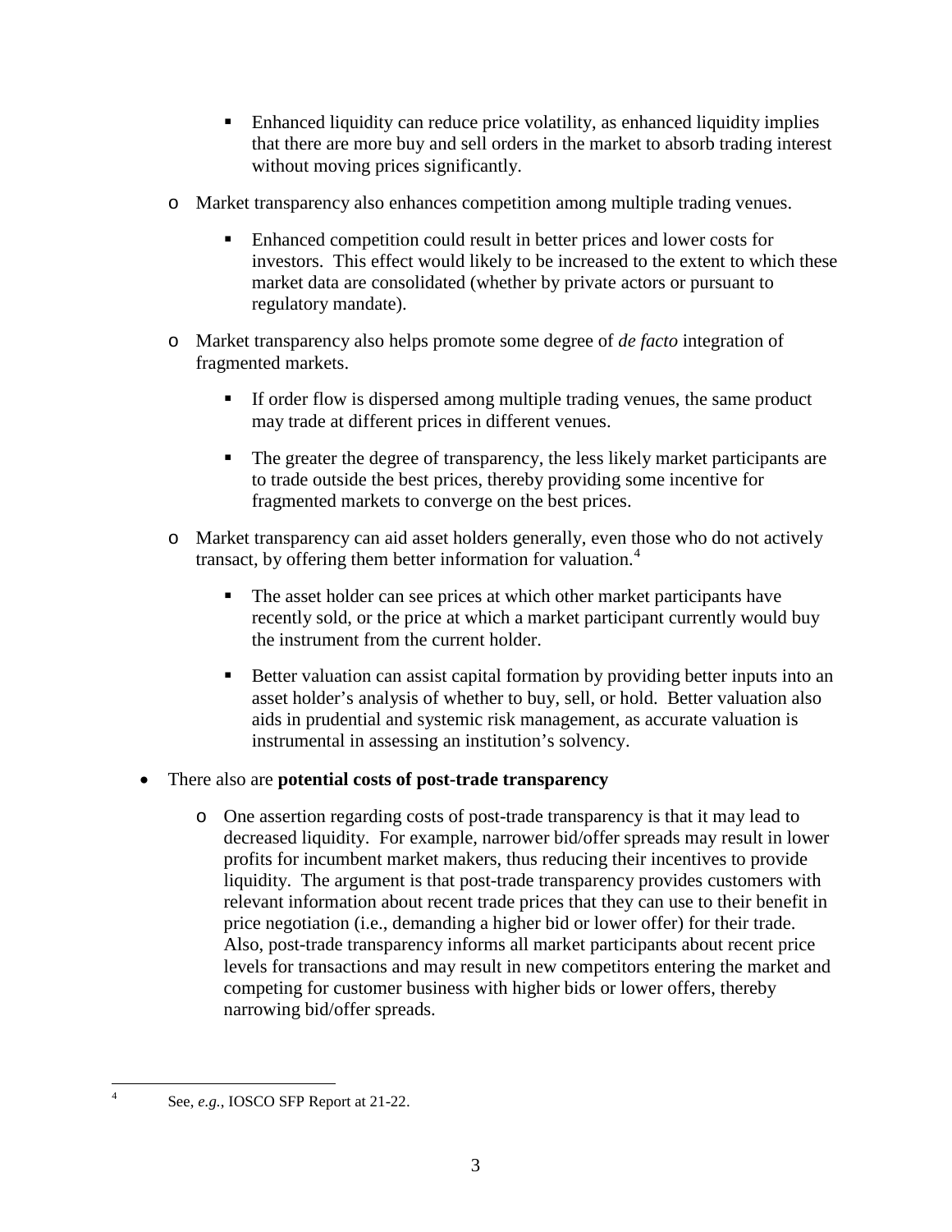- Enhanced liquidity can reduce price volatility, as enhanced liquidity implies that there are more buy and sell orders in the market to absorb trading interest without moving prices significantly.

    - Market transparency also enhances competition among multiple trading venues.

        - Enhanced competition could result in better prices and lower costs for investors. This effect would likely to be increased to the extent to which these market data are consolidated (whether by private actors or pursuant to regulatory mandate).

    - Market transparency also helps promote some degree of *de facto* integration of fragmented markets.

        - If order flow is dispersed among multiple trading venues, the same product may trade at different prices in different venues.

        - The greater the degree of transparency, the less likely market participants are to trade outside the best prices, thereby providing some incentive for fragmented markets to converge on the best prices.

    - Market transparency can aid asset holders generally, even those who do not actively transact, by offering them better information for valuation.[4]

        - The asset holder can see prices at which other market participants have recently sold, or the price at which a market participant currently would buy the instrument from the current holder.

        - Better valuation can assist capital formation by providing better inputs into an asset holder's analysis of whether to buy, sell, or hold. Better valuation also aids in prudential and systemic risk management, as accurate valuation is instrumental in assessing an institution's solvency.

- There also are **potential costs of post-trade transparency**

    - One assertion regarding costs of post-trade transparency is that it may lead to decreased liquidity. For example, narrower bid/offer spreads may result in lower profits for incumbent market makers, thus reducing their incentives to provide liquidity. The argument is that post-trade transparency provides customers with relevant information about recent trade prices that they can use to their benefit in price negotiation (i.e., demanding a higher bid or lower offer) for their trade. Also, post-trade transparency informs all market participants about recent price levels for transactions and may result in new competitors entering the market and competing for customer business with higher bids or lower offers, thereby narrowing bid/offer spreads.

---

[4] See, *e.g.*, IOSCO SFP Report at 21-22.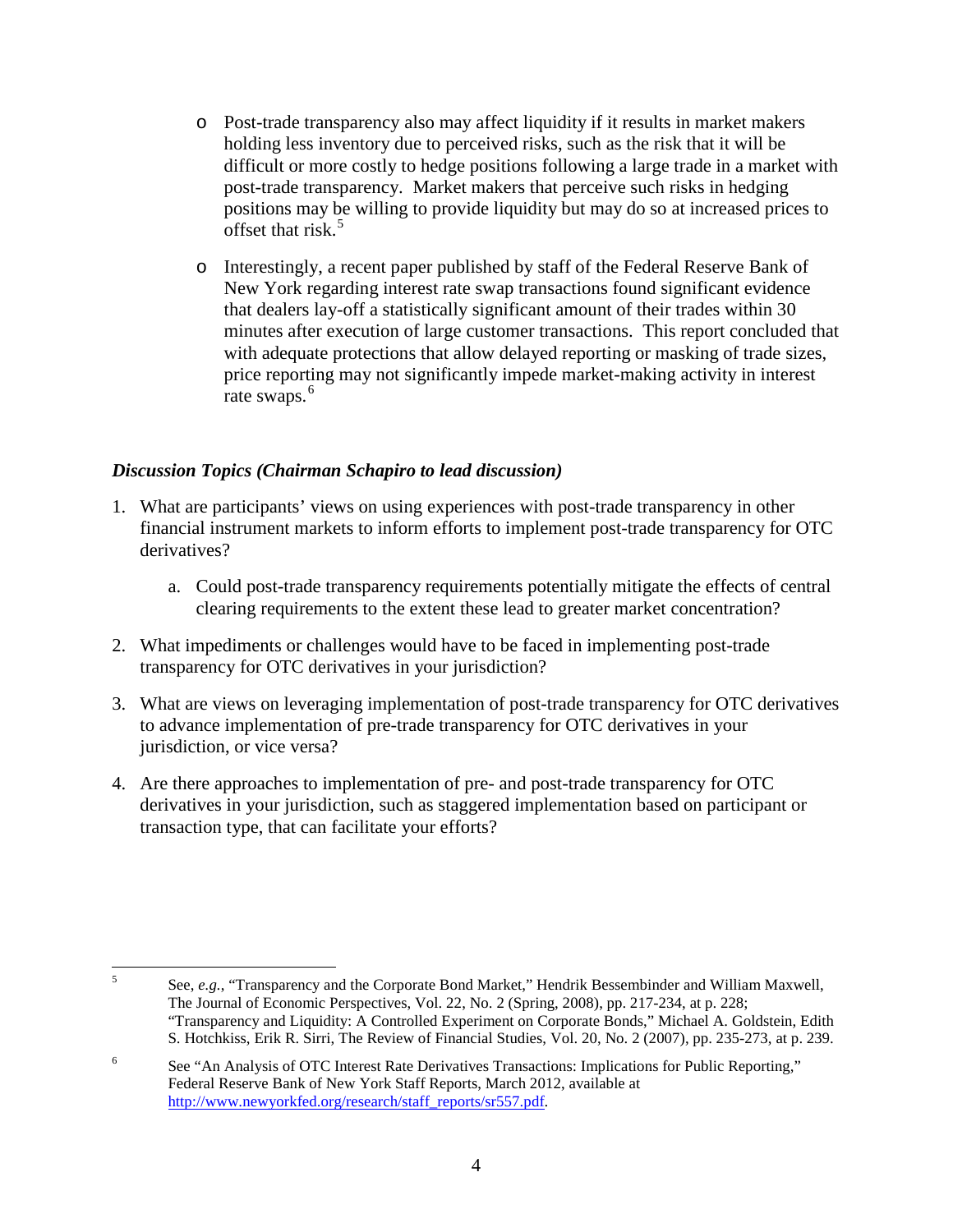- Post-trade transparency also may affect liquidity if it results in market makers holding less inventory due to perceived risks, such as the risk that it will be difficult or more costly to hedge positions following a large trade in a market with post-trade transparency. Market makers that perceive such risks in hedging positions may be willing to provide liquidity but may do so at increased prices to offset that risk.[5]

- Interestingly, a recent paper published by staff of the Federal Reserve Bank of New York regarding interest rate swap transactions found significant evidence that dealers lay-off a statistically significant amount of their trades within 30 minutes after execution of large customer transactions. This report concluded that with adequate protections that allow delayed reporting or masking of trade sizes, price reporting may not significantly impede market-making activity in interest rate swaps.[6]

***Discussion Topics (Chairman Schapiro to lead discussion)***

1. What are participants' views on using experiences with post-trade transparency in other financial instrument markets to inform efforts to implement post-trade transparency for OTC derivatives?

   a. Could post-trade transparency requirements potentially mitigate the effects of central clearing requirements to the extent these lead to greater market concentration?

2. What impediments or challenges would have to be faced in implementing post-trade transparency for OTC derivatives in your jurisdiction?

3. What are views on leveraging implementation of post-trade transparency for OTC derivatives to advance implementation of pre-trade transparency for OTC derivatives in your jurisdiction, or vice versa?

4. Are there approaches to implementation of pre- and post-trade transparency for OTC derivatives in your jurisdiction, such as staggered implementation based on participant or transaction type, that can facilitate your efforts?

---

[5] See, *e.g.*, "Transparency and the Corporate Bond Market," Hendrik Bessembinder and William Maxwell, The Journal of Economic Perspectives, Vol. 22, No. 2 (Spring, 2008), pp. 217-234, at p. 228; "Transparency and Liquidity: A Controlled Experiment on Corporate Bonds," Michael A. Goldstein, Edith S. Hotchkiss, Erik R. Sirri, The Review of Financial Studies, Vol. 20, No. 2 (2007), pp. 235-273, at p. 239.

[6] See "An Analysis of OTC Interest Rate Derivatives Transactions: Implications for Public Reporting," Federal Reserve Bank of New York Staff Reports, March 2012, available at http://www.newyorkfed.org/research/staff_reports/sr557.pdf.